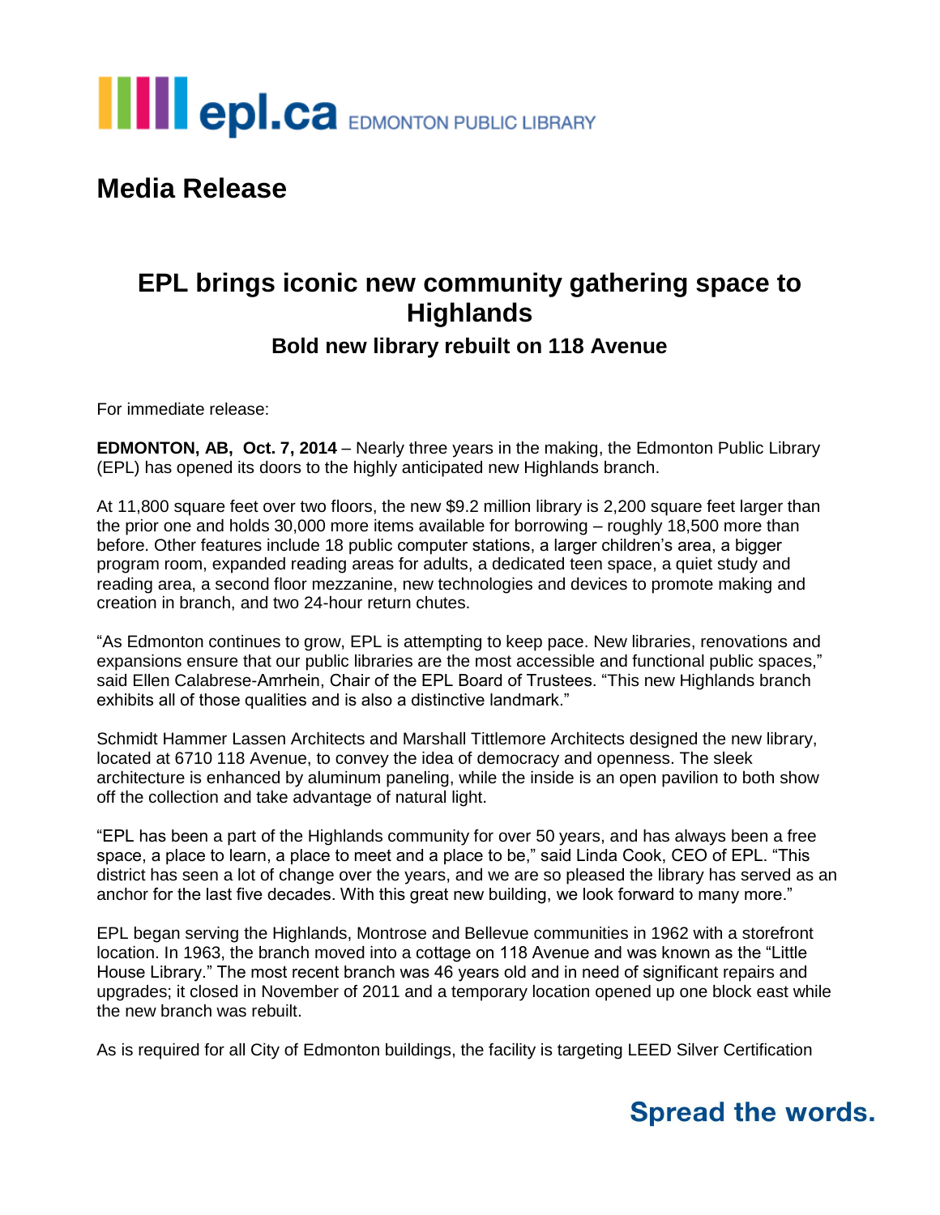epl.ca EDMONTON PUBLIC LIBRARY

# Media Release

## EPL brings iconic new community gathering space to Highlands

### Bold new library rebuilt on 118 Avenue

For immediate release:

**EDMONTON, AB, Oct. 7, 2014** – Nearly three years in the making, the Edmonton Public Library (EPL) has opened its doors to the highly anticipated new Highlands branch.

At 11,800 square feet over two floors, the new $9.2 million library is 2,200 square feet larger than the prior one and holds 30,000 more items available for borrowing – roughly 18,500 more than before. Other features include 18 public computer stations, a larger children's area, a bigger program room, expanded reading areas for adults, a dedicated teen space, a quiet study and reading area, a second floor mezzanine, new technologies and devices to promote making and creation in branch, and two 24-hour return chutes.

"As Edmonton continues to grow, EPL is attempting to keep pace. New libraries, renovations and expansions ensure that our public libraries are the most accessible and functional public spaces," said Ellen Calabrese-Amrhein, Chair of the EPL Board of Trustees. "This new Highlands branch exhibits all of those qualities and is also a distinctive landmark."

Schmidt Hammer Lassen Architects and Marshall Tittlemore Architects designed the new library, located at 6710 118 Avenue, to convey the idea of democracy and openness. The sleek architecture is enhanced by aluminum paneling, while the inside is an open pavilion to both show off the collection and take advantage of natural light.

"EPL has been a part of the Highlands community for over 50 years, and has always been a free space, a place to learn, a place to meet and a place to be," said Linda Cook, CEO of EPL. "This district has seen a lot of change over the years, and we are so pleased the library has served as an anchor for the last five decades. With this great new building, we look forward to many more."

EPL began serving the Highlands, Montrose and Bellevue communities in 1962 with a storefront location. In 1963, the branch moved into a cottage on 118 Avenue and was known as the "Little House Library." The most recent branch was 46 years old and in need of significant repairs and upgrades; it closed in November of 2011 and a temporary location opened up one block east while the new branch was rebuilt.

As is required for all City of Edmonton buildings, the facility is targeting LEED Silver Certification

Spread the words.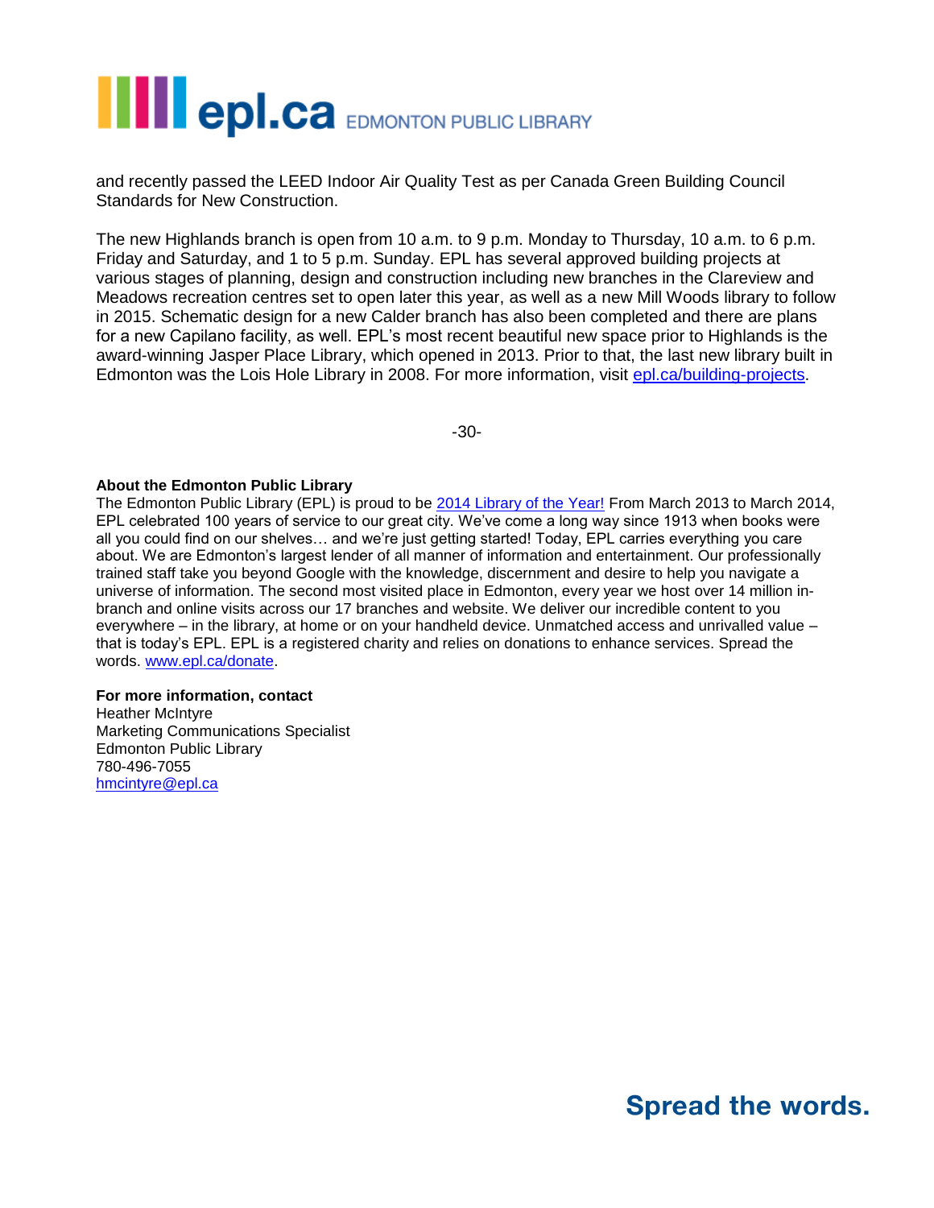and recently passed the LEED Indoor Air Quality Test as per Canada Green Building Council Standards for New Construction.

The new Highlands branch is open from 10 a.m. to 9 p.m. Monday to Thursday, 10 a.m. to 6 p.m. Friday and Saturday, and 1 to 5 p.m. Sunday. EPL has several approved building projects at various stages of planning, design and construction including new branches in the Clareview and Meadows recreation centres set to open later this year, as well as a new Mill Woods library to follow in 2015. Schematic design for a new Calder branch has also been completed and there are plans for a new Capilano facility, as well. EPL's most recent beautiful new space prior to Highlands is the award-winning Jasper Place Library, which opened in 2013. Prior to that, the last new library built in Edmonton was the Lois Hole Library in 2008. For more information, visit epl.ca/building-projects.

-30-

**About the Edmonton Public Library**

The Edmonton Public Library (EPL) is proud to be 2014 Library of the Year! From March 2013 to March 2014, EPL celebrated 100 years of service to our great city. We've come a long way since 1913 when books were all you could find on our shelves… and we're just getting started! Today, EPL carries everything you care about. We are Edmonton's largest lender of all manner of information and entertainment. Our professionally trained staff take you beyond Google with the knowledge, discernment and desire to help you navigate a universe of information. The second most visited place in Edmonton, every year we host over 14 million in-branch and online visits across our 17 branches and website. We deliver our incredible content to you everywhere – in the library, at home or on your handheld device. Unmatched access and unrivalled value – that is today's EPL. EPL is a registered charity and relies on donations to enhance services. Spread the words. www.epl.ca/donate.

**For more information, contact**

Heather McIntyre
Marketing Communications Specialist
Edmonton Public Library
780-496-7055
hmcintyre@epl.ca